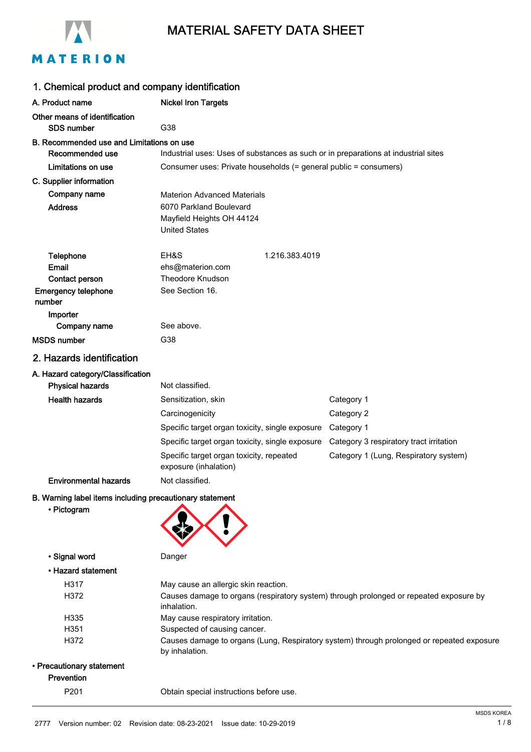# MATERIAL SAFETY DATA SHEET

## 1. Chemical product and company identification

**A. Product name** Nickel Iron Targets

**Other means of identification**

**SDS number** G38

**B. Recommended use and Limitations on use**

**Recommended use** Industrial uses: Uses of substances as such or in preparations at industrial sites

**Limitations on use** Consumer uses: Private households (= general public = consumers)

**C. Supplier information**

**Company name** Materion Advanced Materials

**Address** 6070 Parkland Boulevard
Mayfield Heights OH 44124
United States

**Telephone** EH&S 1.216.383.4019

**Email** ehs@materion.com

**Contact person** Theodore Knudson

**Emergency telephone number** See Section 16.

**Importer**

**Company name** See above.

**MSDS number** G38

## 2. Hazards identification

**A. Hazard category/Classification**

| | | |
|---|---|---|
| **Physical hazards** | Not classified. | |
| **Health hazards** | Sensitization, skin | Category 1 |
| | Carcinogenicity | Category 2 |
| | Specific target organ toxicity, single exposure | Category 1 |
| | Specific target organ toxicity, single exposure | Category 3 respiratory tract irritation |
| | Specific target organ toxicity, repeated exposure (inhalation) | Category 1 (Lung, Respiratory system) |
| **Environmental hazards** | Not classified. | |

**B. Warning label items including precautionary statement**

- **Pictogram**

- **Signal word** Danger

- **Hazard statement**

| | |
|---|---|
| H317 | May cause an allergic skin reaction. |
| H372 | Causes damage to organs (respiratory system) through prolonged or repeated exposure by inhalation. |
| H335 | May cause respiratory irritation. |
| H351 | Suspected of causing cancer. |
| H372 | Causes damage to organs (Lung, Respiratory system) through prolonged or repeated exposure by inhalation. |

- **Precautionary statement**

**Prevention**

| | |
|---|---|
| P201 | Obtain special instructions before use. |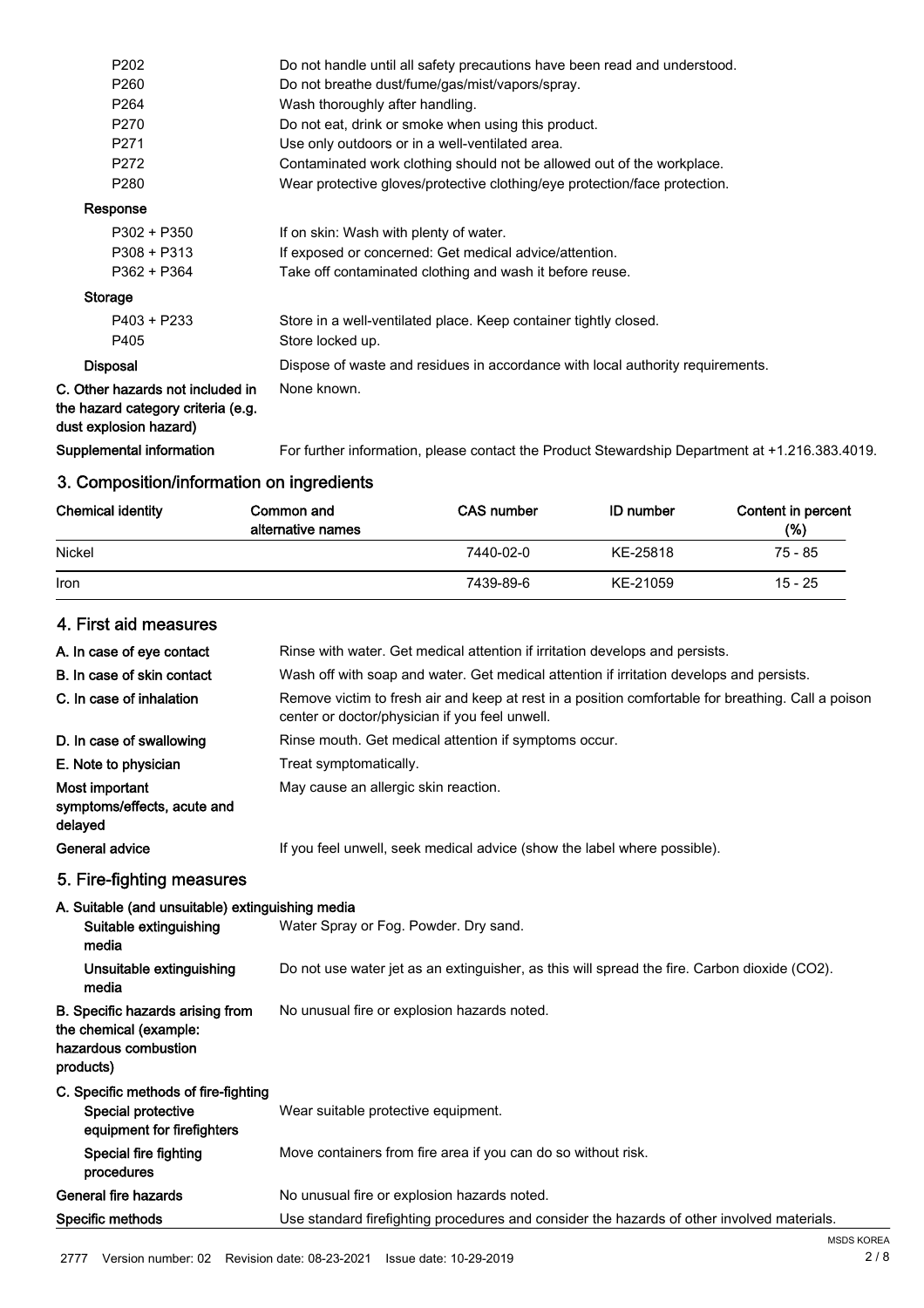| | |
|---|---|
| P202 | Do not handle until all safety precautions have been read and understood. |
| P260 | Do not breathe dust/fume/gas/mist/vapors/spray. |
| P264 | Wash thoroughly after handling. |
| P270 | Do not eat, drink or smoke when using this product. |
| P271 | Use only outdoors or in a well-ventilated area. |
| P272 | Contaminated work clothing should not be allowed out of the workplace. |
| P280 | Wear protective gloves/protective clothing/eye protection/face protection. |

**Response**

| | |
|---|---|
| P302 + P350 | If on skin: Wash with plenty of water. |
| P308 + P313 | If exposed or concerned: Get medical advice/attention. |
| P362 + P364 | Take off contaminated clothing and wash it before reuse. |

**Storage**

| | |
|---|---|
| P403 + P233 | Store in a well-ventilated place. Keep container tightly closed. |
| P405 | Store locked up. |

**Disposal** Dispose of waste and residues in accordance with local authority requirements.

**C. Other hazards not included in the hazard category criteria (e.g. dust explosion hazard)** None known.

**Supplemental information** For further information, please contact the Product Stewardship Department at +1.216.383.4019.

## 3. Composition/information on ingredients

| Chemical identity | Common and alternative names | CAS number | ID number | Content in percent (%) |
|---|---|---|---|---|
| Nickel | | 7440-02-0 | KE-25818 | 75 - 85 |
| Iron | | 7439-89-6 | KE-21059 | 15 - 25 |

## 4. First aid measures

**A. In case of eye contact** Rinse with water. Get medical attention if irritation develops and persists.

**B. In case of skin contact** Wash off with soap and water. Get medical attention if irritation develops and persists.

**C. In case of inhalation** Remove victim to fresh air and keep at rest in a position comfortable for breathing. Call a poison center or doctor/physician if you feel unwell.

**D. In case of swallowing** Rinse mouth. Get medical attention if symptoms occur.

**E. Note to physician** Treat symptomatically.

**Most important symptoms/effects, acute and delayed** May cause an allergic skin reaction.

**General advice** If you feel unwell, seek medical advice (show the label where possible).

## 5. Fire-fighting measures

**A. Suitable (and unsuitable) extinguishing media**

**Suitable extinguishing media** Water Spray or Fog. Powder. Dry sand.

**Unsuitable extinguishing media** Do not use water jet as an extinguisher, as this will spread the fire. Carbon dioxide ($CO_2$).

**B. Specific hazards arising from the chemical (example: hazardous combustion products)** No unusual fire or explosion hazards noted.

**C. Specific methods of fire-fighting**

**Special protective equipment for firefighters** Wear suitable protective equipment.

**Special fire fighting procedures** Move containers from fire area if you can do so without risk.

**General fire hazards** No unusual fire or explosion hazards noted.

**Specific methods** Use standard firefighting procedures and consider the hazards of other involved materials.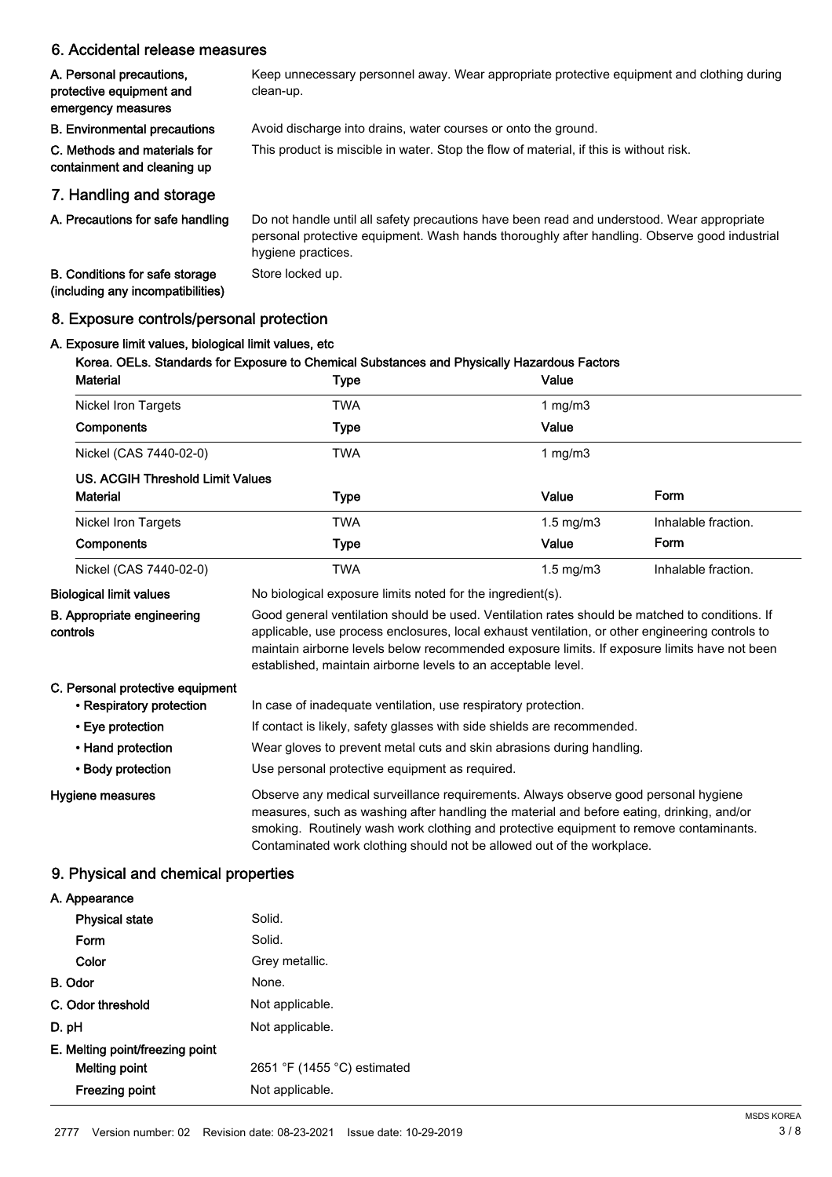## 6. Accidental release measures

**A. Personal precautions, protective equipment and emergency measures**
Keep unnecessary personnel away. Wear appropriate protective equipment and clothing during clean-up.

**B. Environmental precautions**
Avoid discharge into drains, water courses or onto the ground.

**C. Methods and materials for containment and cleaning up**
This product is miscible in water. Stop the flow of material, if this is without risk.

## 7. Handling and storage

**A. Precautions for safe handling**
Do not handle until all safety precautions have been read and understood. Wear appropriate personal protective equipment. Wash hands thoroughly after handling. Observe good industrial hygiene practices.

**B. Conditions for safe storage (including any incompatibilities)**
Store locked up.

## 8. Exposure controls/personal protection

**A. Exposure limit values, biological limit values, etc**

**Korea. OELs. Standards for Exposure to Chemical Substances and Physically Hazardous Factors**

| Material | Type | Value |
|---|---|---|
| Nickel Iron Targets | TWA | 1 mg/m3 |
| **Components** | **Type** | **Value** |
| Nickel (CAS 7440-02-0) | TWA | 1 mg/m3 |

**US. ACGIH Threshold Limit Values**

| Material | Type | Value | Form |
|---|---|---|---|
| Nickel Iron Targets | TWA | 1.5 mg/m3 | Inhalable fraction. |
| **Components** | **Type** | **Value** | **Form** |
| Nickel (CAS 7440-02-0) | TWA | 1.5 mg/m3 | Inhalable fraction. |

**Biological limit values**
No biological exposure limits noted for the ingredient(s).

**B. Appropriate engineering controls**
Good general ventilation should be used. Ventilation rates should be matched to conditions. If applicable, use process enclosures, local exhaust ventilation, or other engineering controls to maintain airborne levels below recommended exposure limits. If exposure limits have not been established, maintain airborne levels to an acceptable level.

**C. Personal protective equipment**

- **Respiratory protection**: In case of inadequate ventilation, use respiratory protection.
- **Eye protection**: If contact is likely, safety glasses with side shields are recommended.
- **Hand protection**: Wear gloves to prevent metal cuts and skin abrasions during handling.
- **Body protection**: Use personal protective equipment as required.

**Hygiene measures**
Observe any medical surveillance requirements. Always observe good personal hygiene measures, such as washing after handling the material and before eating, drinking, and/or smoking. Routinely wash work clothing and protective equipment to remove contaminants. Contaminated work clothing should not be allowed out of the workplace.

## 9. Physical and chemical properties

**A. Appearance**

| | |
|---|---|
| Physical state | Solid. |
| Form | Solid. |
| Color | Grey metallic. |

**B. Odor** None.

**C. Odor threshold** Not applicable.

**D. pH** Not applicable.

**E. Melting point/freezing point**

| | |
|---|---|
| Melting point | 2651 °F (1455 °C) estimated |
| Freezing point | Not applicable. |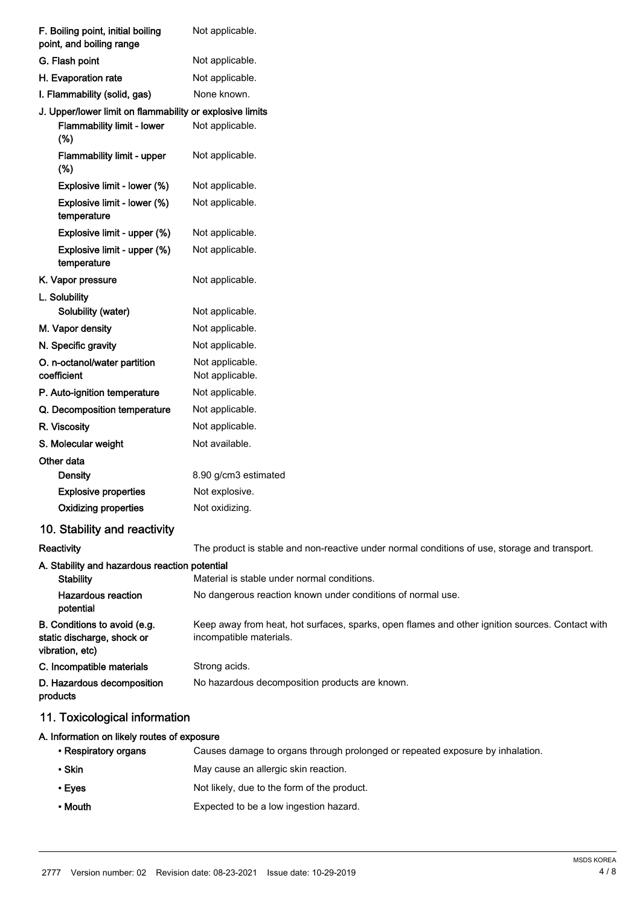| | |
|---|---|
| F. Boiling point, initial boiling point, and boiling range | Not applicable. |
| G. Flash point | Not applicable. |
| H. Evaporation rate | Not applicable. |
| I. Flammability (solid, gas) | None known. |
| J. Upper/lower limit on flammability or explosive limits | |
| Flammability limit - lower (%) | Not applicable. |
| Flammability limit - upper (%) | Not applicable. |
| Explosive limit - lower (%) | Not applicable. |
| Explosive limit - lower (%) temperature | Not applicable. |
| Explosive limit - upper (%) | Not applicable. |
| Explosive limit - upper (%) temperature | Not applicable. |
| K. Vapor pressure | Not applicable. |
| L. Solubility | |
| Solubility (water) | Not applicable. |
| M. Vapor density | Not applicable. |
| N. Specific gravity | Not applicable. |
| O. n-octanol/water partition coefficient | Not applicable.<br>Not applicable. |
| P. Auto-ignition temperature | Not applicable. |
| Q. Decomposition temperature | Not applicable. |
| R. Viscosity | Not applicable. |
| S. Molecular weight | Not available. |
| Other data | |
| Density | 8.90 g/cm3 estimated |
| Explosive properties | Not explosive. |
| Oxidizing properties | Not oxidizing. |

## 10. Stability and reactivity

| | |
|---|---|
| Reactivity | The product is stable and non-reactive under normal conditions of use, storage and transport. |
| A. Stability and hazardous reaction potential | |
| Stability | Material is stable under normal conditions. |
| Hazardous reaction potential | No dangerous reaction known under conditions of normal use. |
| B. Conditions to avoid (e.g. static discharge, shock or vibration, etc) | Keep away from heat, hot surfaces, sparks, open flames and other ignition sources. Contact with incompatible materials. |
| C. Incompatible materials | Strong acids. |
| D. Hazardous decomposition products | No hazardous decomposition products are known. |

## 11. Toxicological information

**A. Information on likely routes of exposure**

| | |
|---|---|
| • Respiratory organs | Causes damage to organs through prolonged or repeated exposure by inhalation. |
| • Skin | May cause an allergic skin reaction. |
| • Eyes | Not likely, due to the form of the product. |
| • Mouth | Expected to be a low ingestion hazard. |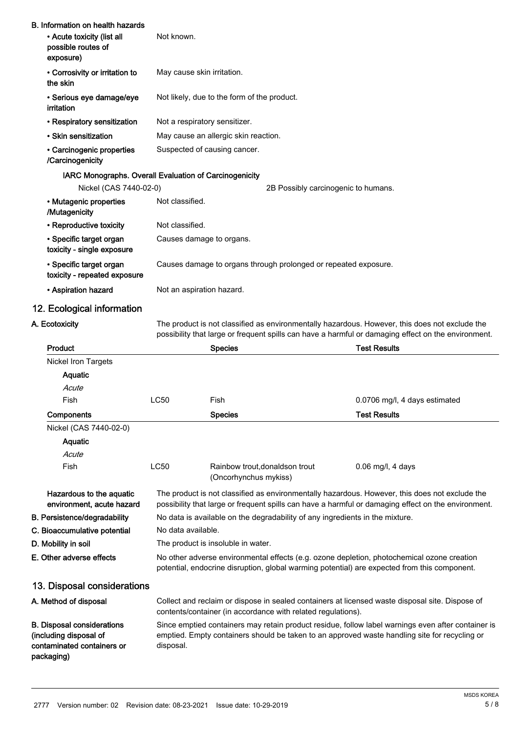**B. Information on health hazards**

| | |
|---|---|
| • Acute toxicity (list all possible routes of exposure) | Not known. |
| • Corrosivity or irritation to the skin | May cause skin irritation. |
| • Serious eye damage/eye irritation | Not likely, due to the form of the product. |
| • Respiratory sensitization | Not a respiratory sensitizer. |
| • Skin sensitization | May cause an allergic skin reaction. |
| • Carcinogenic properties /Carcinogenicity | Suspected of causing cancer. |

**IARC Monographs. Overall Evaluation of Carcinogenicity**

| | |
|---|---|
| Nickel (CAS 7440-02-0) | 2B Possibly carcinogenic to humans. |

| | |
|---|---|
| • Mutagenic properties /Mutagenicity | Not classified. |
| • Reproductive toxicity | Not classified. |
| • Specific target organ toxicity - single exposure | Causes damage to organs. |
| • Specific target organ toxicity - repeated exposure | Causes damage to organs through prolonged or repeated exposure. |
| • Aspiration hazard | Not an aspiration hazard. |

## 12. Ecological information

**A. Ecotoxicity**

The product is not classified as environmentally hazardous. However, this does not exclude the possibility that large or frequent spills can have a harmful or damaging effect on the environment.

| Product | | Species | Test Results |
|---|---|---|---|
| Nickel Iron Targets | | | |
| **Aquatic** | | | |
| *Acute* | | | |
| Fish | LC50 | Fish | 0.0706 mg/l, 4 days estimated |
| **Components** | | **Species** | **Test Results** |
| Nickel (CAS 7440-02-0) | | | |
| **Aquatic** | | | |
| *Acute* | | | |
| Fish | LC50 | Rainbow trout,donaldson trout (Oncorhynchus mykiss) | 0.06 mg/l, 4 days |

| | |
|---|---|
| **Hazardous to the aquatic environment, acute hazard** | The product is not classified as environmentally hazardous. However, this does not exclude the possibility that large or frequent spills can have a harmful or damaging effect on the environment. |
| **B. Persistence/degradability** | No data is available on the degradability of any ingredients in the mixture. |
| **C. Bioaccumulative potential** | No data available. |
| **D. Mobility in soil** | The product is insoluble in water. |
| **E. Other adverse effects** | No other adverse environmental effects (e.g. ozone depletion, photochemical ozone creation potential, endocrine disruption, global warming potential) are expected from this component. |

## 13. Disposal considerations

| | |
|---|---|
| **A. Method of disposal** | Collect and reclaim or dispose in sealed containers at licensed waste disposal site. Dispose of contents/container (in accordance with related regulations). |
| **B. Disposal considerations (including disposal of contaminated containers or packaging)** | Since emptied containers may retain product residue, follow label warnings even after container is emptied. Empty containers should be taken to an approved waste handling site for recycling or disposal. |

2777 Version number: 02 Revision date: 08-23-2021 Issue date: 10-29-2019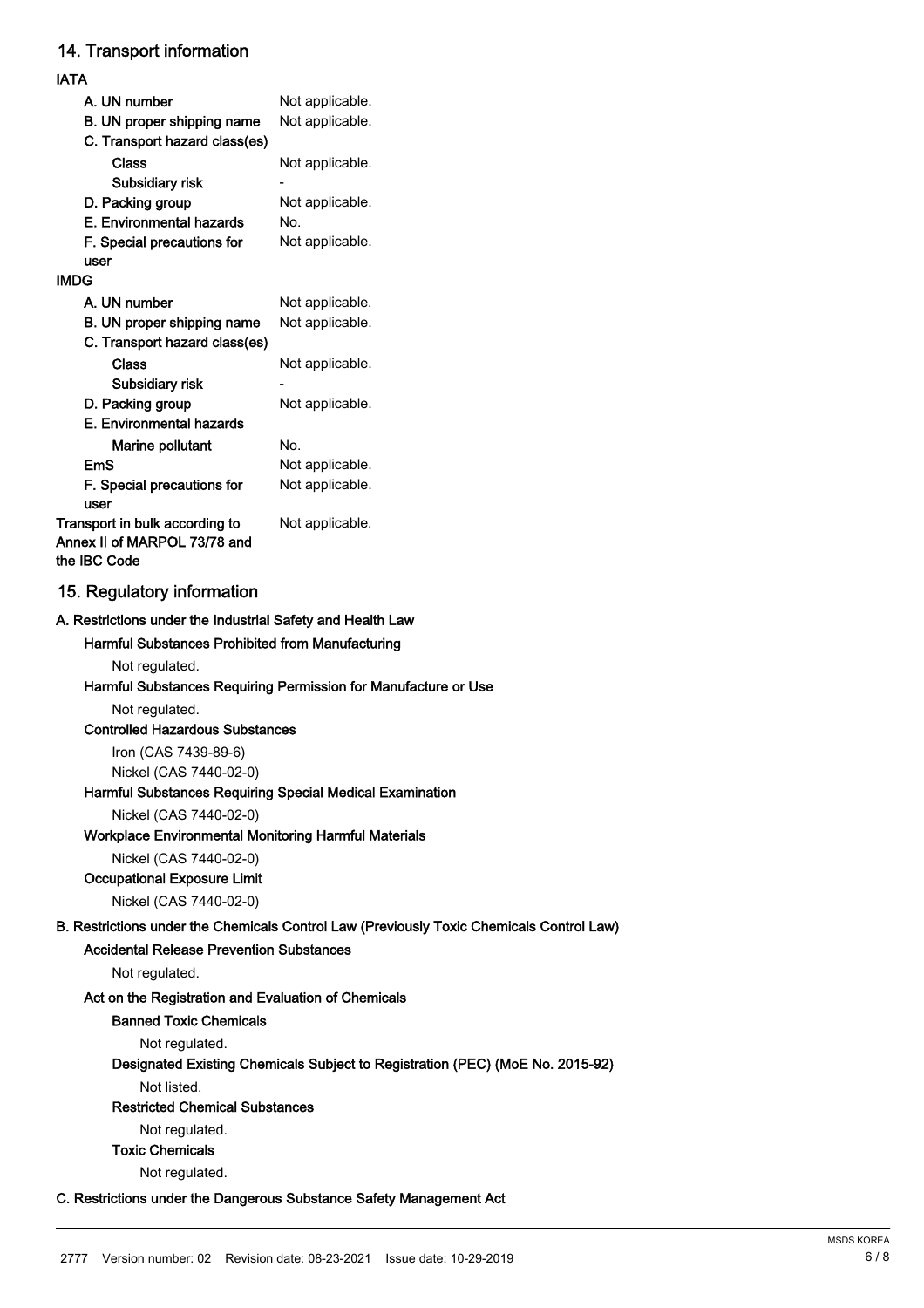## 14. Transport information

### IATA

| | |
|---|---|
| A. UN number | Not applicable. |
| B. UN proper shipping name | Not applicable. |
| C. Transport hazard class(es) | |
| Class | Not applicable. |
| Subsidiary risk | - |
| D. Packing group | Not applicable. |
| E. Environmental hazards | No. |
| F. Special precautions for user | Not applicable. |

### IMDG

| | |
|---|---|
| A. UN number | Not applicable. |
| B. UN proper shipping name | Not applicable. |
| C. Transport hazard class(es) | |
| Class | Not applicable. |
| Subsidiary risk | - |
| D. Packing group | Not applicable. |
| E. Environmental hazards | |
| Marine pollutant | No. |
| EmS | Not applicable. |
| F. Special precautions for user | Not applicable. |

**Transport in bulk according to Annex II of MARPOL 73/78 and the IBC Code** Not applicable.

## 15. Regulatory information

### A. Restrictions under the Industrial Safety and Health Law

**Harmful Substances Prohibited from Manufacturing**

Not regulated.

**Harmful Substances Requiring Permission for Manufacture or Use**

Not regulated.

**Controlled Hazardous Substances**

Iron (CAS 7439-89-6)

Nickel (CAS 7440-02-0)

**Harmful Substances Requiring Special Medical Examination**

Nickel (CAS 7440-02-0)

**Workplace Environmental Monitoring Harmful Materials**

Nickel (CAS 7440-02-0)

**Occupational Exposure Limit**

Nickel (CAS 7440-02-0)

### B. Restrictions under the Chemicals Control Law (Previously Toxic Chemicals Control Law)

**Accidental Release Prevention Substances**

Not regulated.

**Act on the Registration and Evaluation of Chemicals**

**Banned Toxic Chemicals**

Not regulated.

**Designated Existing Chemicals Subject to Registration (PEC) (MoE No. 2015-92)**

Not listed.

**Restricted Chemical Substances**

Not regulated.

**Toxic Chemicals**

Not regulated.

### C. Restrictions under the Dangerous Substance Safety Management Act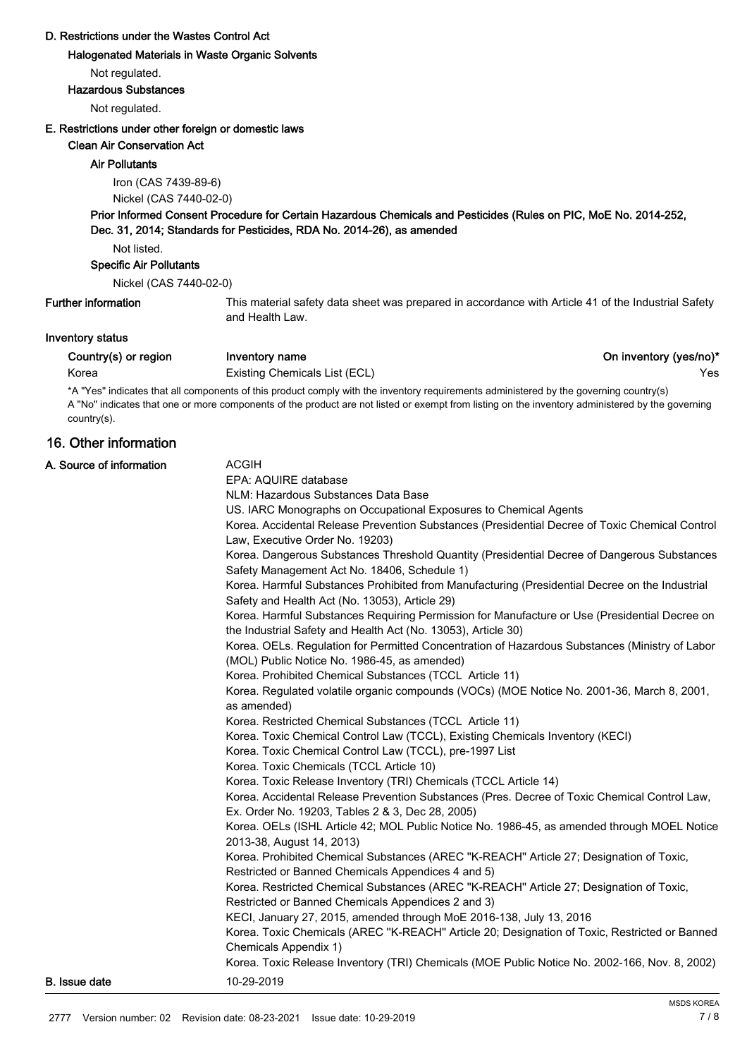### D. Restrictions under the Wastes Control Act

**Halogenated Materials in Waste Organic Solvents**

Not regulated.

**Hazardous Substances**

Not regulated.

### E. Restrictions under other foreign or domestic laws

**Clean Air Conservation Act**

**Air Pollutants**

Iron (CAS 7439-89-6)
Nickel (CAS 7440-02-0)

**Prior Informed Consent Procedure for Certain Hazardous Chemicals and Pesticides (Rules on PIC, MoE No. 2014-252, Dec. 31, 2014; Standards for Pesticides, RDA No. 2014-26), as amended**

Not listed.

**Specific Air Pollutants**

Nickel (CAS 7440-02-0)

**Further information**

This material safety data sheet was prepared in accordance with Article 41 of the Industrial Safety and Health Law.

**Inventory status**

| Country(s) or region | Inventory name | On inventory (yes/no)* |
|---|---|---|
| Korea | Existing Chemicals List (ECL) | Yes |

*A "Yes" indicates that all components of this product comply with the inventory requirements administered by the governing country(s)
A "No" indicates that one or more components of the product are not listed or exempt from listing on the inventory administered by the governing country(s).

## 16. Other information

**A. Source of information**

ACGIH
EPA: AQUIRE database
NLM: Hazardous Substances Data Base
US. IARC Monographs on Occupational Exposures to Chemical Agents
Korea. Accidental Release Prevention Substances (Presidential Decree of Toxic Chemical Control Law, Executive Order No. 19203)
Korea. Dangerous Substances Threshold Quantity (Presidential Decree of Dangerous Substances Safety Management Act No. 18406, Schedule 1)
Korea. Harmful Substances Prohibited from Manufacturing (Presidential Decree on the Industrial Safety and Health Act (No. 13053), Article 29)
Korea. Harmful Substances Requiring Permission for Manufacture or Use (Presidential Decree on the Industrial Safety and Health Act (No. 13053), Article 30)
Korea. OELs. Regulation for Permitted Concentration of Hazardous Substances (Ministry of Labor (MOL) Public Notice No. 1986-45, as amended)
Korea. Prohibited Chemical Substances (TCCL Article 11)
Korea. Regulated volatile organic compounds (VOCs) (MOE Notice No. 2001-36, March 8, 2001, as amended)
Korea. Restricted Chemical Substances (TCCL Article 11)
Korea. Toxic Chemical Control Law (TCCL), Existing Chemicals Inventory (KECI)
Korea. Toxic Chemical Control Law (TCCL), pre-1997 List
Korea. Toxic Chemicals (TCCL Article 10)
Korea. Toxic Release Inventory (TRI) Chemicals (TCCL Article 14)
Korea. Accidental Release Prevention Substances (Pres. Decree of Toxic Chemical Control Law, Ex. Order No. 19203, Tables 2 & 3, Dec 28, 2005)
Korea. OELs (ISHL Article 42; MOL Public Notice No. 1986-45, as amended through MOEL Notice 2013-38, August 14, 2013)
Korea. Prohibited Chemical Substances (AREC "K-REACH" Article 27; Designation of Toxic, Restricted or Banned Chemicals Appendices 4 and 5)
Korea. Restricted Chemical Substances (AREC "K-REACH" Article 27; Designation of Toxic, Restricted or Banned Chemicals Appendices 2 and 3)
KECI, January 27, 2015, amended through MoE 2016-138, July 13, 2016
Korea. Toxic Chemicals (AREC "K-REACH" Article 20; Designation of Toxic, Restricted or Banned Chemicals Appendix 1)
Korea. Toxic Release Inventory (TRI) Chemicals (MOE Public Notice No. 2002-166, Nov. 8, 2002)

**B. Issue date**

10-29-2019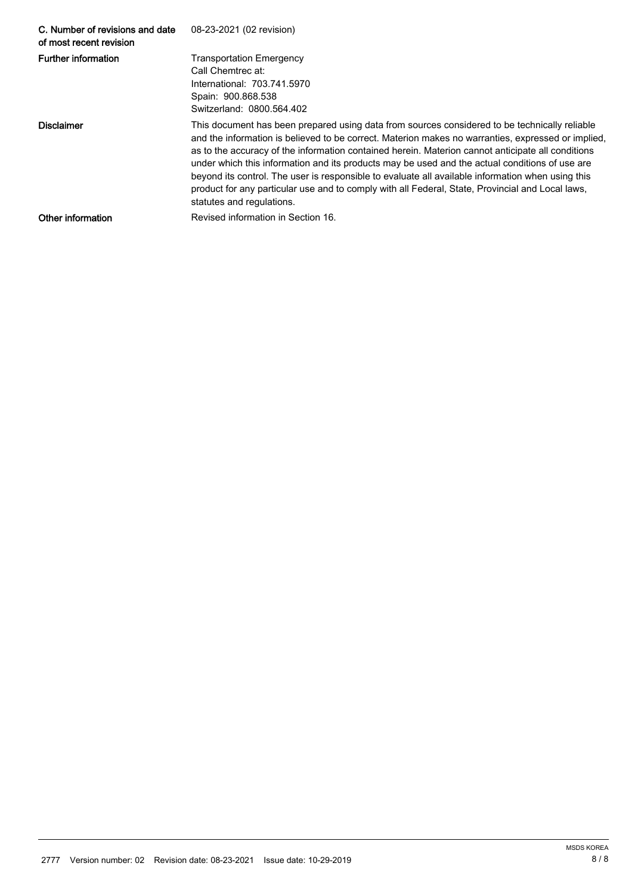| | |
|---|---|
| **C. Number of revisions and date of most recent revision** | 08-23-2021 (02 revision) |
| **Further information** | Transportation Emergency<br>Call Chemtrec at:<br>International: 703.741.5970<br>Spain: 900.868.538<br>Switzerland: 0800.564.402 |
| **Disclaimer** | This document has been prepared using data from sources considered to be technically reliable and the information is believed to be correct. Materion makes no warranties, expressed or implied, as to the accuracy of the information contained herein. Materion cannot anticipate all conditions under which this information and its products may be used and the actual conditions of use are beyond its control. The user is responsible to evaluate all available information when using this product for any particular use and to comply with all Federal, State, Provincial and Local laws, statutes and regulations. |
| **Other information** | Revised information in Section 16. |